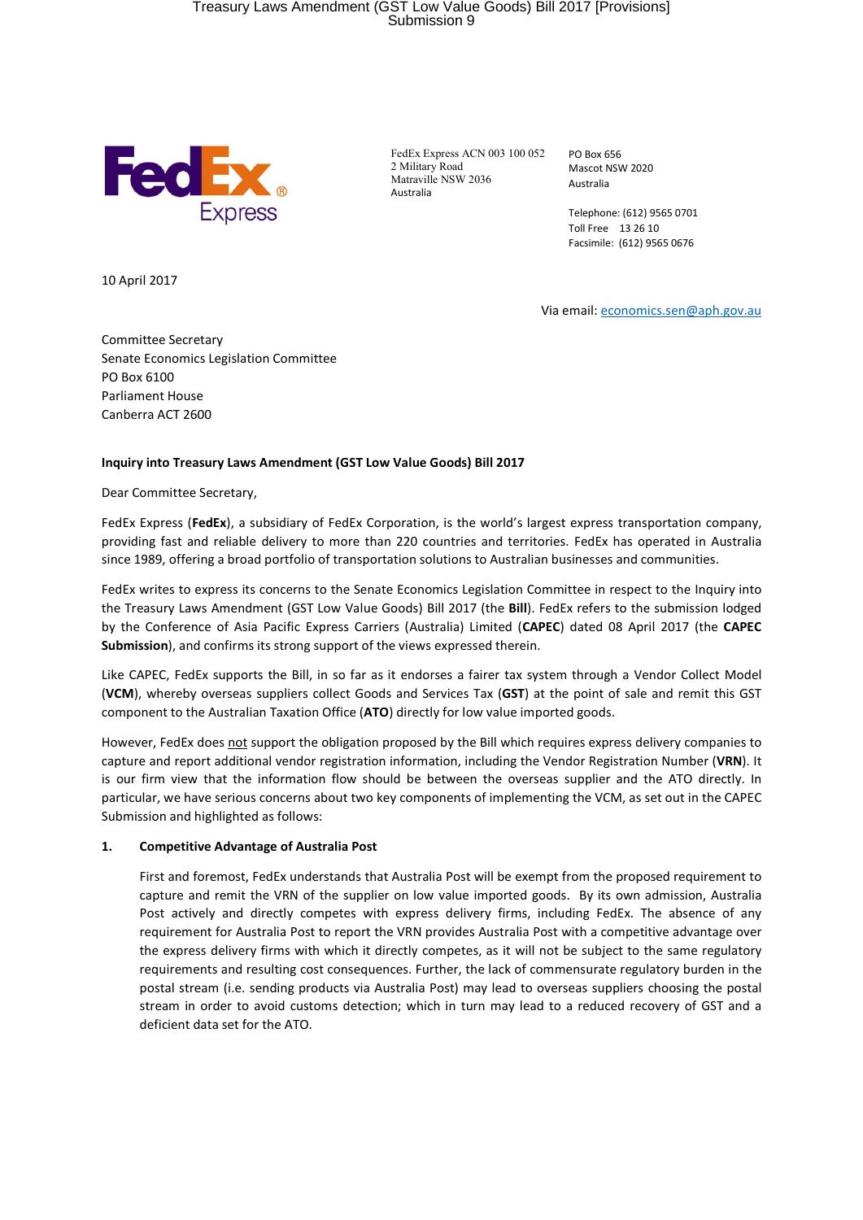FedEx Express

FedEx Express ACN 003 100 052
2 Military Road
Matraville NSW 2036
Australia

PO Box 656
Mascot NSW 2020
Australia

Telephone: (612) 9565 0701
Toll Free 13 26 10
Facsimile: (612) 9565 0676

10 April 2017

Via email: economics.sen@aph.gov.au

Committee Secretary
Senate Economics Legislation Committee
PO Box 6100
Parliament House
Canberra ACT 2600

**Inquiry into Treasury Laws Amendment (GST Low Value Goods) Bill 2017**

Dear Committee Secretary,

FedEx Express (**FedEx**), a subsidiary of FedEx Corporation, is the world's largest express transportation company, providing fast and reliable delivery to more than 220 countries and territories. FedEx has operated in Australia since 1989, offering a broad portfolio of transportation solutions to Australian businesses and communities.

FedEx writes to express its concerns to the Senate Economics Legislation Committee in respect to the Inquiry into the Treasury Laws Amendment (GST Low Value Goods) Bill 2017 (the **Bill**). FedEx refers to the submission lodged by the Conference of Asia Pacific Express Carriers (Australia) Limited (**CAPEC**) dated 08 April 2017 (the **CAPEC Submission**), and confirms its strong support of the views expressed therein.

Like CAPEC, FedEx supports the Bill, in so far as it endorses a fairer tax system through a Vendor Collect Model (**VCM**), whereby overseas suppliers collect Goods and Services Tax (**GST**) at the point of sale and remit this GST component to the Australian Taxation Office (**ATO**) directly for low value imported goods.

However, FedEx does not support the obligation proposed by the Bill which requires express delivery companies to capture and report additional vendor registration information, including the Vendor Registration Number (**VRN**). It is our firm view that the information flow should be between the overseas supplier and the ATO directly. In particular, we have serious concerns about two key components of implementing the VCM, as set out in the CAPEC Submission and highlighted as follows:

**1. Competitive Advantage of Australia Post**

First and foremost, FedEx understands that Australia Post will be exempt from the proposed requirement to capture and remit the VRN of the supplier on low value imported goods. By its own admission, Australia Post actively and directly competes with express delivery firms, including FedEx. The absence of any requirement for Australia Post to report the VRN provides Australia Post with a competitive advantage over the express delivery firms with which it directly competes, as it will not be subject to the same regulatory requirements and resulting cost consequences. Further, the lack of commensurate regulatory burden in the postal stream (i.e. sending products via Australia Post) may lead to overseas suppliers choosing the postal stream in order to avoid customs detection; which in turn may lead to a reduced recovery of GST and a deficient data set for the ATO.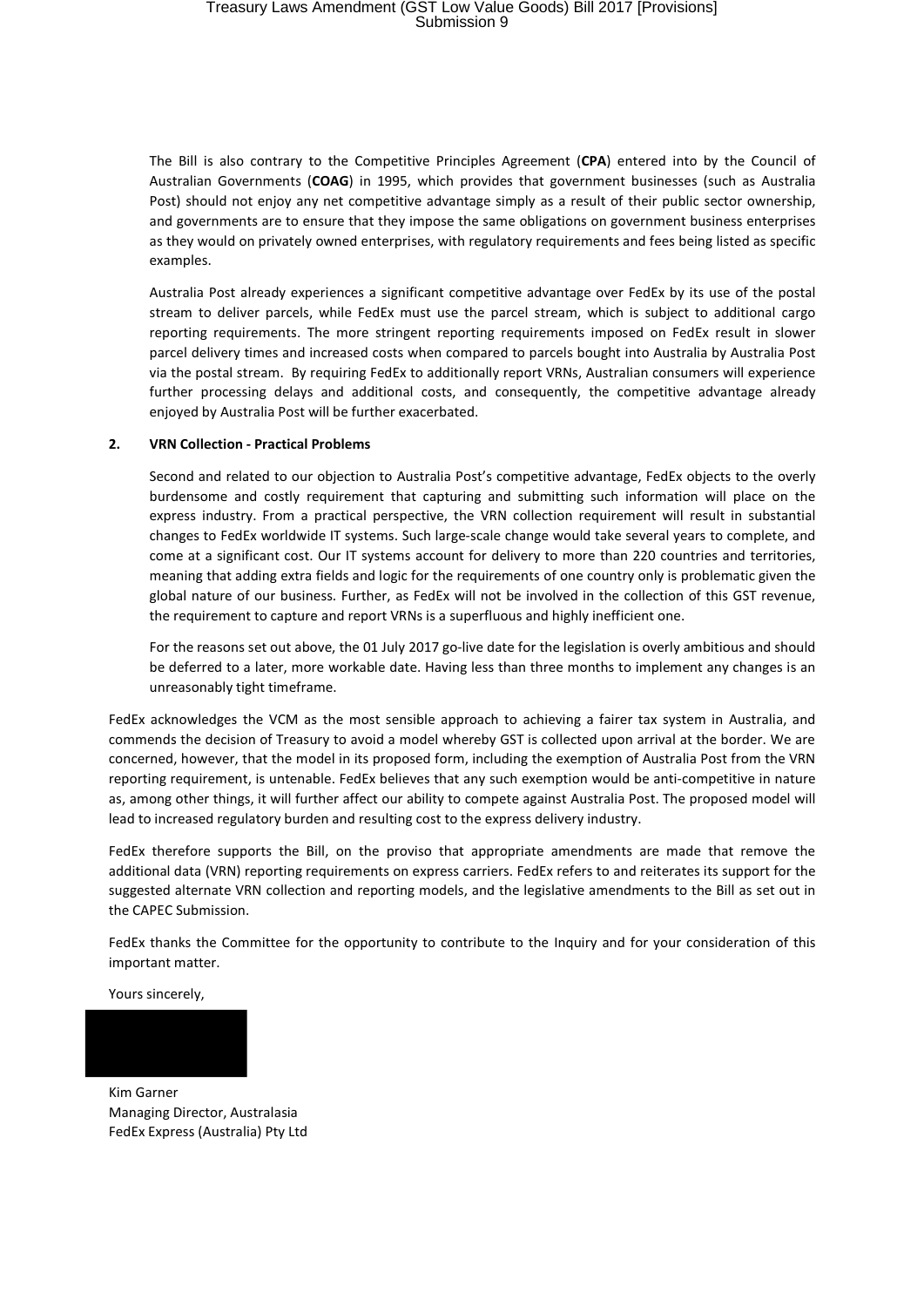The Bill is also contrary to the Competitive Principles Agreement (**CPA**) entered into by the Council of Australian Governments (**COAG**) in 1995, which provides that government businesses (such as Australia Post) should not enjoy any net competitive advantage simply as a result of their public sector ownership, and governments are to ensure that they impose the same obligations on government business enterprises as they would on privately owned enterprises, with regulatory requirements and fees being listed as specific examples.

Australia Post already experiences a significant competitive advantage over FedEx by its use of the postal stream to deliver parcels, while FedEx must use the parcel stream, which is subject to additional cargo reporting requirements. The more stringent reporting requirements imposed on FedEx result in slower parcel delivery times and increased costs when compared to parcels bought into Australia by Australia Post via the postal stream. By requiring FedEx to additionally report VRNs, Australian consumers will experience further processing delays and additional costs, and consequently, the competitive advantage already enjoyed by Australia Post will be further exacerbated.

**2. VRN Collection - Practical Problems**

Second and related to our objection to Australia Post's competitive advantage, FedEx objects to the overly burdensome and costly requirement that capturing and submitting such information will place on the express industry. From a practical perspective, the VRN collection requirement will result in substantial changes to FedEx worldwide IT systems. Such large-scale change would take several years to complete, and come at a significant cost. Our IT systems account for delivery to more than 220 countries and territories, meaning that adding extra fields and logic for the requirements of one country only is problematic given the global nature of our business. Further, as FedEx will not be involved in the collection of this GST revenue, the requirement to capture and report VRNs is a superfluous and highly inefficient one.

For the reasons set out above, the 01 July 2017 go-live date for the legislation is overly ambitious and should be deferred to a later, more workable date. Having less than three months to implement any changes is an unreasonably tight timeframe.

FedEx acknowledges the VCM as the most sensible approach to achieving a fairer tax system in Australia, and commends the decision of Treasury to avoid a model whereby GST is collected upon arrival at the border. We are concerned, however, that the model in its proposed form, including the exemption of Australia Post from the VRN reporting requirement, is untenable. FedEx believes that any such exemption would be anti-competitive in nature as, among other things, it will further affect our ability to compete against Australia Post. The proposed model will lead to increased regulatory burden and resulting cost to the express delivery industry.

FedEx therefore supports the Bill, on the proviso that appropriate amendments are made that remove the additional data (VRN) reporting requirements on express carriers. FedEx refers to and reiterates its support for the suggested alternate VRN collection and reporting models, and the legislative amendments to the Bill as set out in the CAPEC Submission.

FedEx thanks the Committee for the opportunity to contribute to the Inquiry and for your consideration of this important matter.

Yours sincerely,

Kim Garner
Managing Director, Australasia
FedEx Express (Australia) Pty Ltd